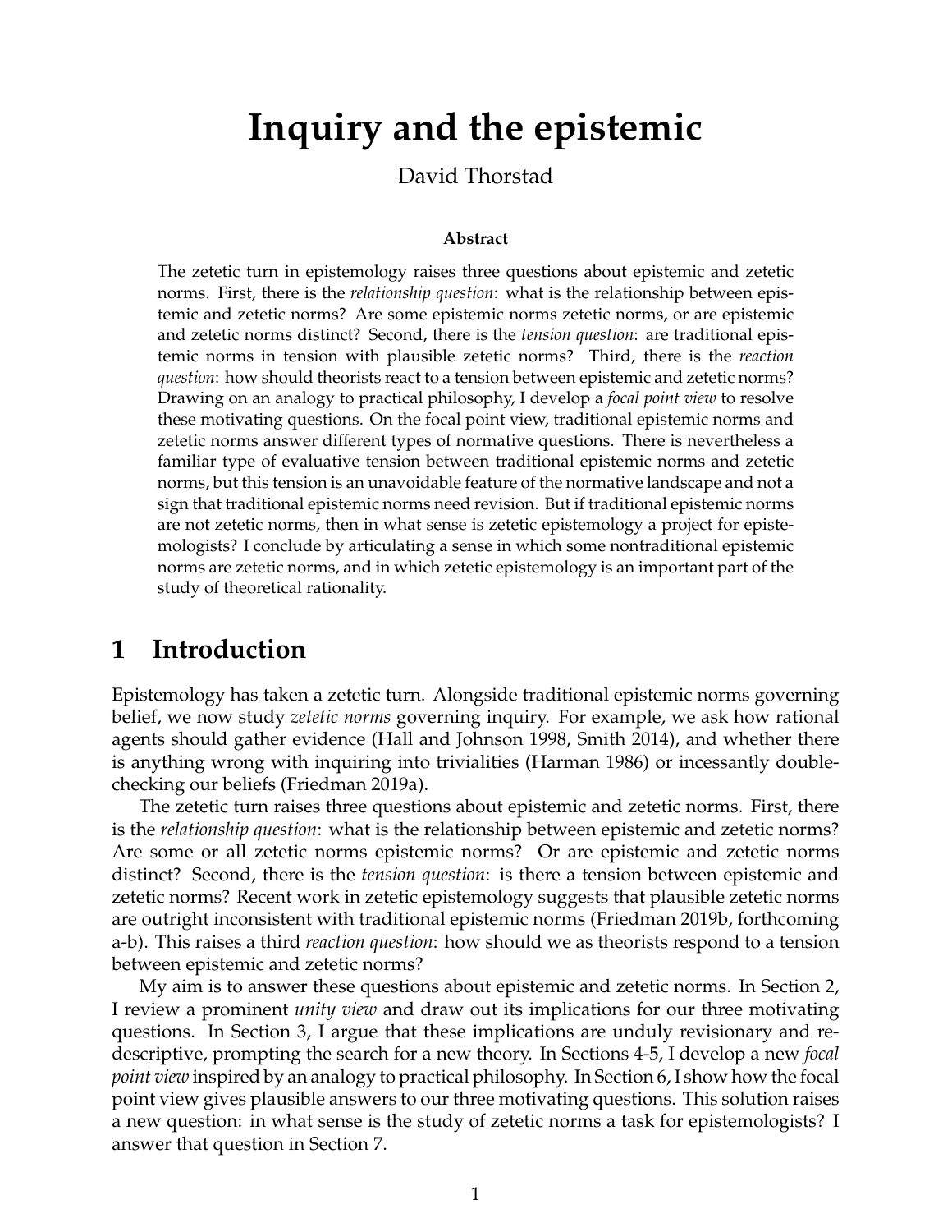# Inquiry and the epistemic

David Thorstad

**Abstract**

The zetetic turn in epistemology raises three questions about epistemic and zetetic norms. First, there is the *relationship question*: what is the relationship between epistemic and zetetic norms? Are some epistemic norms zetetic norms, or are epistemic and zetetic norms distinct? Second, there is the *tension question*: are traditional epistemic norms in tension with plausible zetetic norms? Third, there is the *reaction question*: how should theorists react to a tension between epistemic and zetetic norms? Drawing on an analogy to practical philosophy, I develop a *focal point view* to resolve these motivating questions. On the focal point view, traditional epistemic norms and zetetic norms answer different types of normative questions. There is nevertheless a familiar type of evaluative tension between traditional epistemic norms and zetetic norms, but this tension is an unavoidable feature of the normative landscape and not a sign that traditional epistemic norms need revision. But if traditional epistemic norms are not zetetic norms, then in what sense is zetetic epistemology a project for epistemologists? I conclude by articulating a sense in which some nontraditional epistemic norms are zetetic norms, and in which zetetic epistemology is an important part of the study of theoretical rationality.

## 1 Introduction

Epistemology has taken a zetetic turn. Alongside traditional epistemic norms governing belief, we now study *zetetic norms* governing inquiry. For example, we ask how rational agents should gather evidence (Hall and Johnson 1998, Smith 2014), and whether there is anything wrong with inquiring into trivialities (Harman 1986) or incessantly double-checking our beliefs (Friedman 2019a).

The zetetic turn raises three questions about epistemic and zetetic norms. First, there is the *relationship question*: what is the relationship between epistemic and zetetic norms? Are some or all zetetic norms epistemic norms? Or are epistemic and zetetic norms distinct? Second, there is the *tension question*: is there a tension between epistemic and zetetic norms? Recent work in zetetic epistemology suggests that plausible zetetic norms are outright inconsistent with traditional epistemic norms (Friedman 2019b, forthcoming a-b). This raises a third *reaction question*: how should we as theorists respond to a tension between epistemic and zetetic norms?

My aim is to answer these questions about epistemic and zetetic norms. In Section 2, I review a prominent *unity view* and draw out its implications for our three motivating questions. In Section 3, I argue that these implications are unduly revisionary and redescriptive, prompting the search for a new theory. In Sections 4-5, I develop a new *focal point view* inspired by an analogy to practical philosophy. In Section 6, I show how the focal point view gives plausible answers to our three motivating questions. This solution raises a new question: in what sense is the study of zetetic norms a task for epistemologists? I answer that question in Section 7.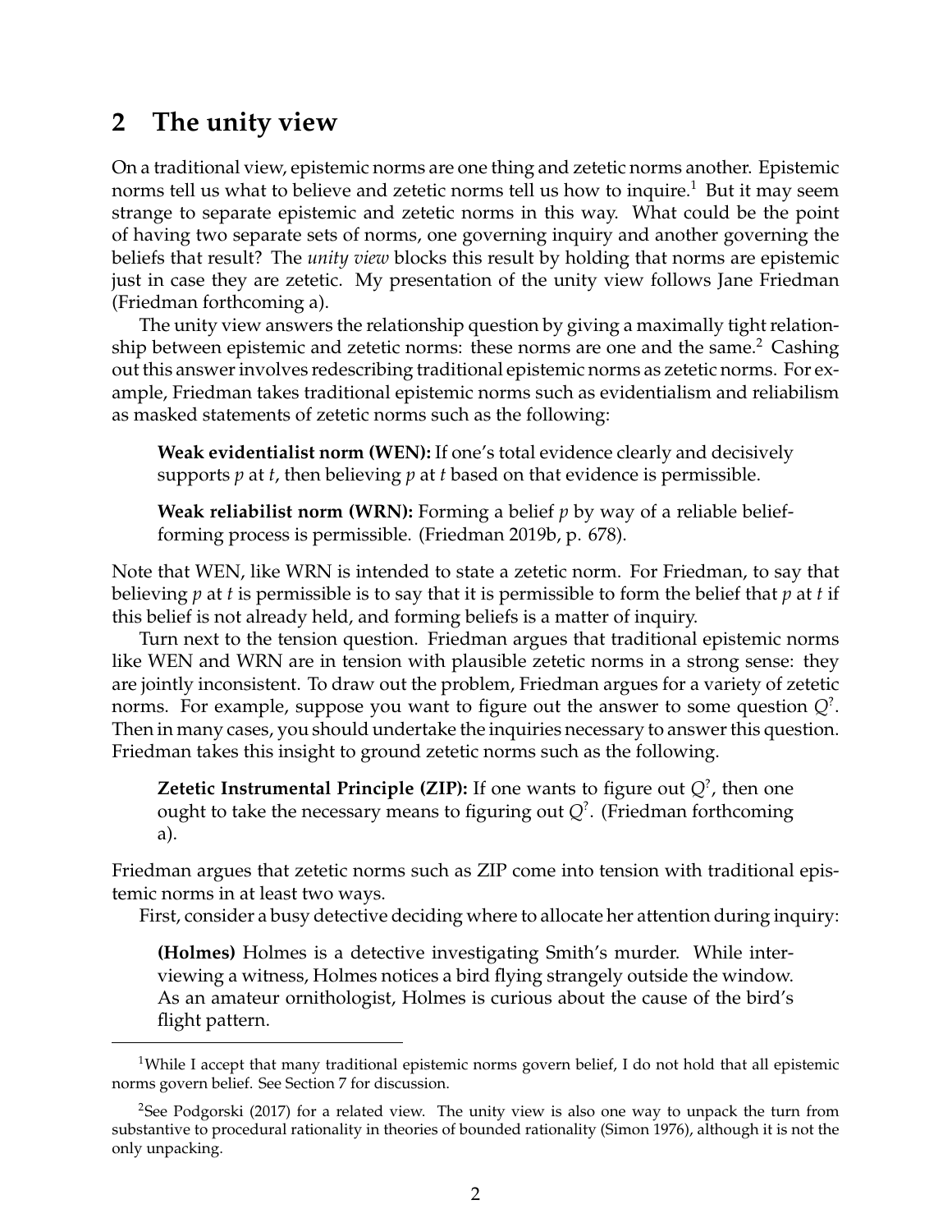## 2 The unity view

On a traditional view, epistemic norms are one thing and zetetic norms another. Epistemic norms tell us what to believe and zetetic norms tell us how to inquire.[1] But it may seem strange to separate epistemic and zetetic norms in this way. What could be the point of having two separate sets of norms, one governing inquiry and another governing the beliefs that result? The *unity view* blocks this result by holding that norms are epistemic just in case they are zetetic. My presentation of the unity view follows Jane Friedman (Friedman forthcoming a).

The unity view answers the relationship question by giving a maximally tight relationship between epistemic and zetetic norms: these norms are one and the same.[2] Cashing out this answer involves redescribing traditional epistemic norms as zetetic norms. For example, Friedman takes traditional epistemic norms such as evidentialism and reliabilism as masked statements of zetetic norms such as the following:

> **Weak evidentialist norm (WEN):** If one's total evidence clearly and decisively supports $p$ at $t$, then believing $p$ at $t$ based on that evidence is permissible.
>
> **Weak reliabilist norm (WRN):** Forming a belief $p$ by way of a reliable belief-forming process is permissible. (Friedman 2019b, p. 678).

Note that WEN, like WRN is intended to state a zetetic norm. For Friedman, to say that believing $p$ at $t$ is permissible is to say that it is permissible to form the belief that $p$ at $t$ if this belief is not already held, and forming beliefs is a matter of inquiry.

Turn next to the tension question. Friedman argues that traditional epistemic norms like WEN and WRN are in tension with plausible zetetic norms in a strong sense: they are jointly inconsistent. To draw out the problem, Friedman argues for a variety of zetetic norms. For example, suppose you want to figure out the answer to some question $Q^?$. Then in many cases, you should undertake the inquiries necessary to answer this question. Friedman takes this insight to ground zetetic norms such as the following.

> **Zetetic Instrumental Principle (ZIP):** If one wants to figure out $Q^?$, then one ought to take the necessary means to figuring out $Q^?$. (Friedman forthcoming a).

Friedman argues that zetetic norms such as ZIP come into tension with traditional epistemic norms in at least two ways.

First, consider a busy detective deciding where to allocate her attention during inquiry:

> **(Holmes)** Holmes is a detective investigating Smith's murder. While interviewing a witness, Holmes notices a bird flying strangely outside the window. As an amateur ornithologist, Holmes is curious about the cause of the bird's flight pattern.

---

[1] While I accept that many traditional epistemic norms govern belief, I do not hold that all epistemic norms govern belief. See Section 7 for discussion.

[2] See Podgorski (2017) for a related view. The unity view is also one way to unpack the turn from substantive to procedural rationality in theories of bounded rationality (Simon 1976), although it is not the only unpacking.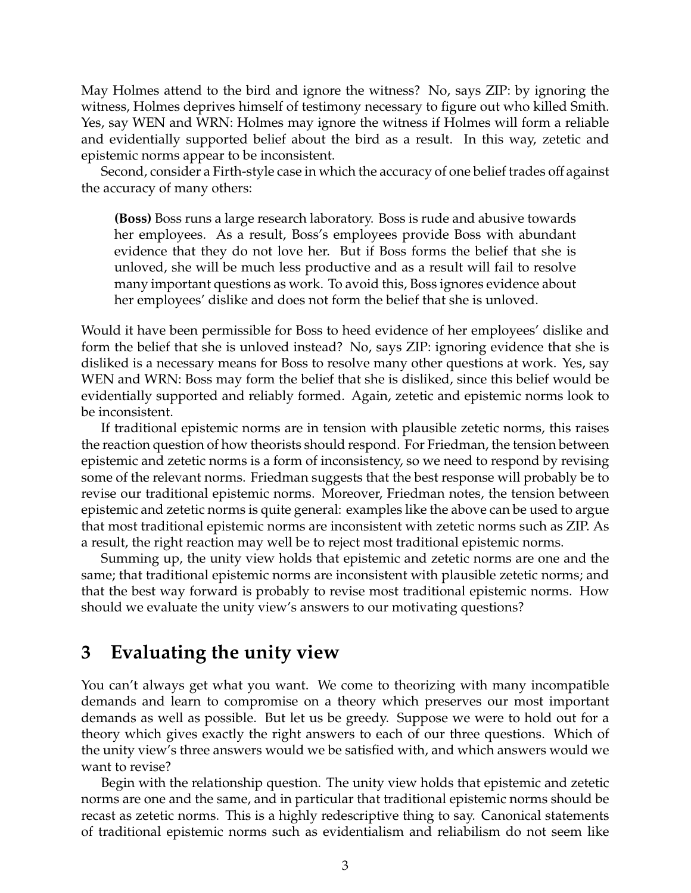May Holmes attend to the bird and ignore the witness? No, says ZIP: by ignoring the witness, Holmes deprives himself of testimony necessary to figure out who killed Smith. Yes, say WEN and WRN: Holmes may ignore the witness if Holmes will form a reliable and evidentially supported belief about the bird as a result. In this way, zetetic and epistemic norms appear to be inconsistent.

Second, consider a Firth-style case in which the accuracy of one belief trades off against the accuracy of many others:

> **(Boss)** Boss runs a large research laboratory. Boss is rude and abusive towards her employees. As a result, Boss's employees provide Boss with abundant evidence that they do not love her. But if Boss forms the belief that she is unloved, she will be much less productive and as a result will fail to resolve many important questions as work. To avoid this, Boss ignores evidence about her employees' dislike and does not form the belief that she is unloved.

Would it have been permissible for Boss to heed evidence of her employees' dislike and form the belief that she is unloved instead? No, says ZIP: ignoring evidence that she is disliked is a necessary means for Boss to resolve many other questions at work. Yes, say WEN and WRN: Boss may form the belief that she is disliked, since this belief would be evidentially supported and reliably formed. Again, zetetic and epistemic norms look to be inconsistent.

If traditional epistemic norms are in tension with plausible zetetic norms, this raises the reaction question of how theorists should respond. For Friedman, the tension between epistemic and zetetic norms is a form of inconsistency, so we need to respond by revising some of the relevant norms. Friedman suggests that the best response will probably be to revise our traditional epistemic norms. Moreover, Friedman notes, the tension between epistemic and zetetic norms is quite general: examples like the above can be used to argue that most traditional epistemic norms are inconsistent with zetetic norms such as ZIP. As a result, the right reaction may well be to reject most traditional epistemic norms.

Summing up, the unity view holds that epistemic and zetetic norms are one and the same; that traditional epistemic norms are inconsistent with plausible zetetic norms; and that the best way forward is probably to revise most traditional epistemic norms. How should we evaluate the unity view's answers to our motivating questions?

## 3 Evaluating the unity view

You can't always get what you want. We come to theorizing with many incompatible demands and learn to compromise on a theory which preserves our most important demands as well as possible. But let us be greedy. Suppose we were to hold out for a theory which gives exactly the right answers to each of our three questions. Which of the unity view's three answers would we be satisfied with, and which answers would we want to revise?

Begin with the relationship question. The unity view holds that epistemic and zetetic norms are one and the same, and in particular that traditional epistemic norms should be recast as zetetic norms. This is a highly redescriptive thing to say. Canonical statements of traditional epistemic norms such as evidentialism and reliabilism do not seem like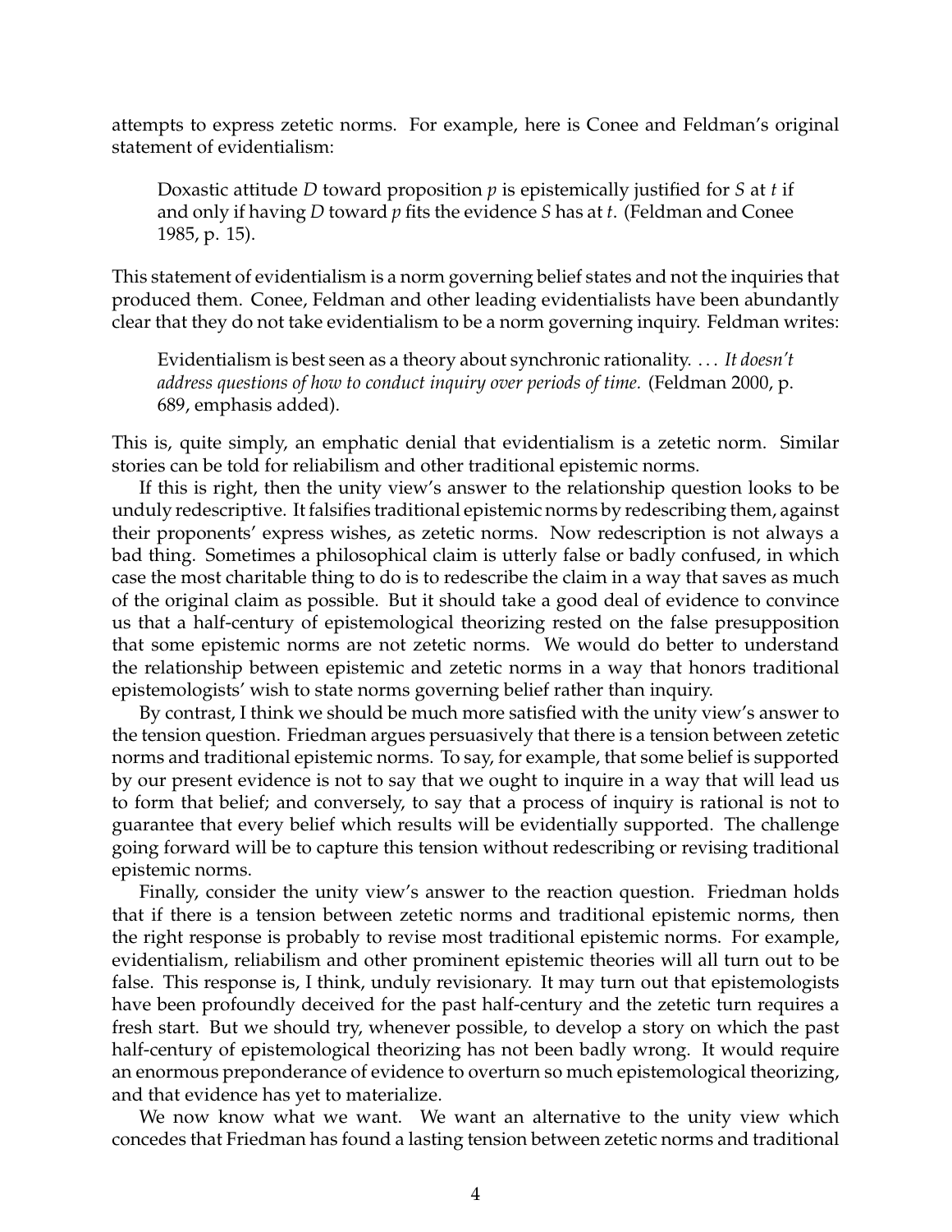attempts to express zetetic norms. For example, here is Conee and Feldman's original statement of evidentialism:

> Doxastic attitude *D* toward proposition *p* is epistemically justified for *S* at *t* if and only if having *D* toward *p* fits the evidence *S* has at *t*. (Feldman and Conee 1985, p. 15).

This statement of evidentialism is a norm governing belief states and not the inquiries that produced them. Conee, Feldman and other leading evidentialists have been abundantly clear that they do not take evidentialism to be a norm governing inquiry. Feldman writes:

> Evidentialism is best seen as a theory about synchronic rationality. ... *It doesn't address questions of how to conduct inquiry over periods of time.* (Feldman 2000, p. 689, emphasis added).

This is, quite simply, an emphatic denial that evidentialism is a zetetic norm. Similar stories can be told for reliabilism and other traditional epistemic norms.

If this is right, then the unity view's answer to the relationship question looks to be unduly redescriptive. It falsifies traditional epistemic norms by redescribing them, against their proponents' express wishes, as zetetic norms. Now redescription is not always a bad thing. Sometimes a philosophical claim is utterly false or badly confused, in which case the most charitable thing to do is to redescribe the claim in a way that saves as much of the original claim as possible. But it should take a good deal of evidence to convince us that a half-century of epistemological theorizing rested on the false presupposition that some epistemic norms are not zetetic norms. We would do better to understand the relationship between epistemic and zetetic norms in a way that honors traditional epistemologists' wish to state norms governing belief rather than inquiry.

By contrast, I think we should be much more satisfied with the unity view's answer to the tension question. Friedman argues persuasively that there is a tension between zetetic norms and traditional epistemic norms. To say, for example, that some belief is supported by our present evidence is not to say that we ought to inquire in a way that will lead us to form that belief; and conversely, to say that a process of inquiry is rational is not to guarantee that every belief which results will be evidentially supported. The challenge going forward will be to capture this tension without redescribing or revising traditional epistemic norms.

Finally, consider the unity view's answer to the reaction question. Friedman holds that if there is a tension between zetetic norms and traditional epistemic norms, then the right response is probably to revise most traditional epistemic norms. For example, evidentialism, reliabilism and other prominent epistemic theories will all turn out to be false. This response is, I think, unduly revisionary. It may turn out that epistemologists have been profoundly deceived for the past half-century and the zetetic turn requires a fresh start. But we should try, whenever possible, to develop a story on which the past half-century of epistemological theorizing has not been badly wrong. It would require an enormous preponderance of evidence to overturn so much epistemological theorizing, and that evidence has yet to materialize.

We now know what we want. We want an alternative to the unity view which concedes that Friedman has found a lasting tension between zetetic norms and traditional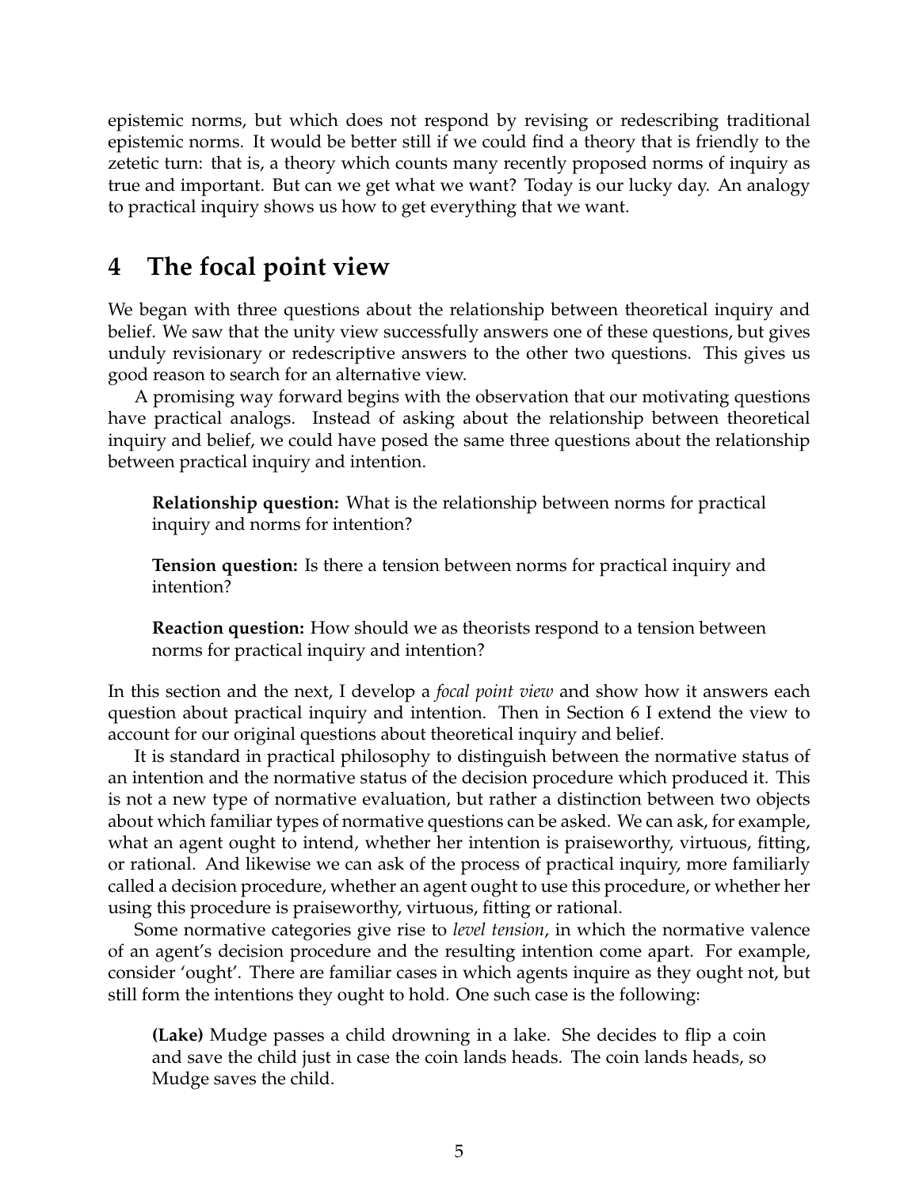epistemic norms, but which does not respond by revising or redescribing traditional epistemic norms. It would be better still if we could find a theory that is friendly to the zetetic turn: that is, a theory which counts many recently proposed norms of inquiry as true and important. But can we get what we want? Today is our lucky day. An analogy to practical inquiry shows us how to get everything that we want.

## 4 The focal point view

We began with three questions about the relationship between theoretical inquiry and belief. We saw that the unity view successfully answers one of these questions, but gives unduly revisionary or redescriptive answers to the other two questions. This gives us good reason to search for an alternative view.

A promising way forward begins with the observation that our motivating questions have practical analogs. Instead of asking about the relationship between theoretical inquiry and belief, we could have posed the same three questions about the relationship between practical inquiry and intention.

> **Relationship question:** What is the relationship between norms for practical inquiry and norms for intention?
>
> **Tension question:** Is there a tension between norms for practical inquiry and intention?
>
> **Reaction question:** How should we as theorists respond to a tension between norms for practical inquiry and intention?

In this section and the next, I develop a *focal point view* and show how it answers each question about practical inquiry and intention. Then in Section 6 I extend the view to account for our original questions about theoretical inquiry and belief.

It is standard in practical philosophy to distinguish between the normative status of an intention and the normative status of the decision procedure which produced it. This is not a new type of normative evaluation, but rather a distinction between two objects about which familiar types of normative questions can be asked. We can ask, for example, what an agent ought to intend, whether her intention is praiseworthy, virtuous, fitting, or rational. And likewise we can ask of the process of practical inquiry, more familiarly called a decision procedure, whether an agent ought to use this procedure, or whether her using this procedure is praiseworthy, virtuous, fitting or rational.

Some normative categories give rise to *level tension*, in which the normative valence of an agent's decision procedure and the resulting intention come apart. For example, consider 'ought'. There are familiar cases in which agents inquire as they ought not, but still form the intentions they ought to hold. One such case is the following:

> **(Lake)** Mudge passes a child drowning in a lake. She decides to flip a coin and save the child just in case the coin lands heads. The coin lands heads, so Mudge saves the child.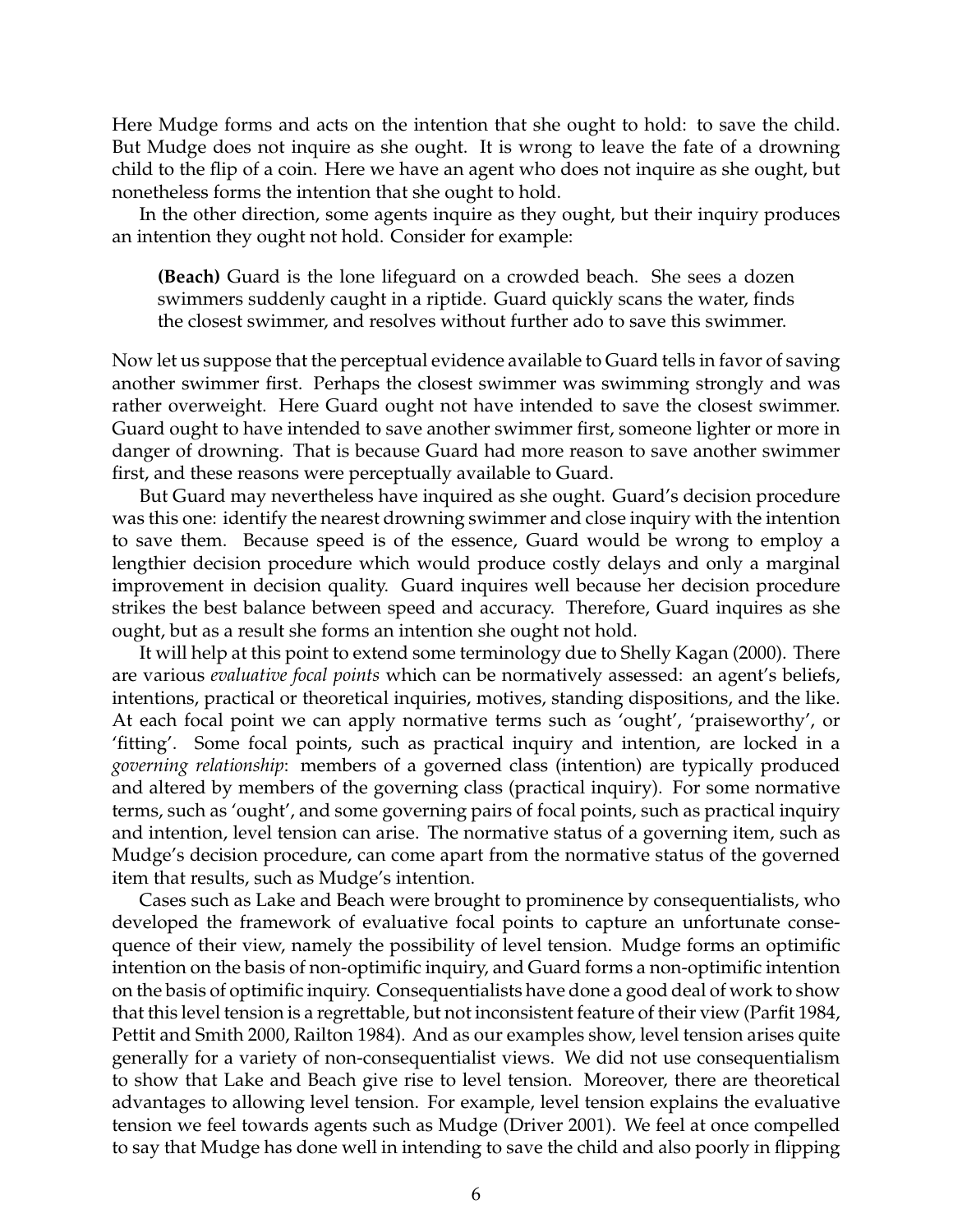Here Mudge forms and acts on the intention that she ought to hold: to save the child. But Mudge does not inquire as she ought. It is wrong to leave the fate of a drowning child to the flip of a coin. Here we have an agent who does not inquire as she ought, but nonetheless forms the intention that she ought to hold.

In the other direction, some agents inquire as they ought, but their inquiry produces an intention they ought not hold. Consider for example:

> **(Beach)** Guard is the lone lifeguard on a crowded beach. She sees a dozen swimmers suddenly caught in a riptide. Guard quickly scans the water, finds the closest swimmer, and resolves without further ado to save this swimmer.

Now let us suppose that the perceptual evidence available to Guard tells in favor of saving another swimmer first. Perhaps the closest swimmer was swimming strongly and was rather overweight. Here Guard ought not have intended to save the closest swimmer. Guard ought to have intended to save another swimmer first, someone lighter or more in danger of drowning. That is because Guard had more reason to save another swimmer first, and these reasons were perceptually available to Guard.

But Guard may nevertheless have inquired as she ought. Guard's decision procedure was this one: identify the nearest drowning swimmer and close inquiry with the intention to save them. Because speed is of the essence, Guard would be wrong to employ a lengthier decision procedure which would produce costly delays and only a marginal improvement in decision quality. Guard inquires well because her decision procedure strikes the best balance between speed and accuracy. Therefore, Guard inquires as she ought, but as a result she forms an intention she ought not hold.

It will help at this point to extend some terminology due to Shelly Kagan (2000). There are various *evaluative focal points* which can be normatively assessed: an agent's beliefs, intentions, practical or theoretical inquiries, motives, standing dispositions, and the like. At each focal point we can apply normative terms such as 'ought', 'praiseworthy', or 'fitting'. Some focal points, such as practical inquiry and intention, are locked in a *governing relationship*: members of a governed class (intention) are typically produced and altered by members of the governing class (practical inquiry). For some normative terms, such as 'ought', and some governing pairs of focal points, such as practical inquiry and intention, level tension can arise. The normative status of a governing item, such as Mudge's decision procedure, can come apart from the normative status of the governed item that results, such as Mudge's intention.

Cases such as Lake and Beach were brought to prominence by consequentialists, who developed the framework of evaluative focal points to capture an unfortunate consequence of their view, namely the possibility of level tension. Mudge forms an optimific intention on the basis of non-optimific inquiry, and Guard forms a non-optimific intention on the basis of optimific inquiry. Consequentialists have done a good deal of work to show that this level tension is a regrettable, but not inconsistent feature of their view (Parfit 1984, Pettit and Smith 2000, Railton 1984). And as our examples show, level tension arises quite generally for a variety of non-consequentialist views. We did not use consequentialism to show that Lake and Beach give rise to level tension. Moreover, there are theoretical advantages to allowing level tension. For example, level tension explains the evaluative tension we feel towards agents such as Mudge (Driver 2001). We feel at once compelled to say that Mudge has done well in intending to save the child and also poorly in flipping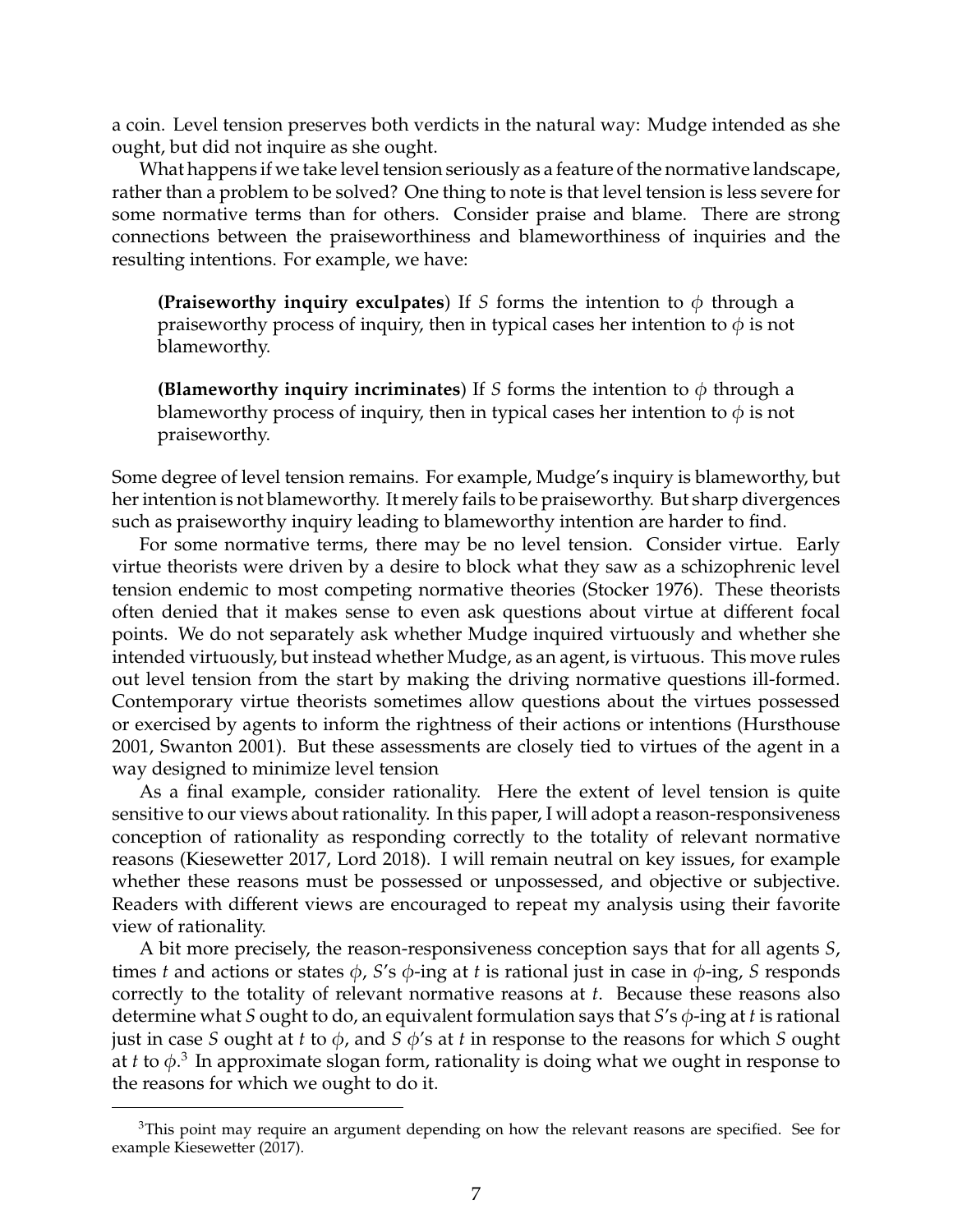a coin. Level tension preserves both verdicts in the natural way: Mudge intended as she ought, but did not inquire as she ought.

What happens if we take level tension seriously as a feature of the normative landscape, rather than a problem to be solved? One thing to note is that level tension is less severe for some normative terms than for others. Consider praise and blame. There are strong connections between the praiseworthiness and blameworthiness of inquiries and the resulting intentions. For example, we have:

> **(Praiseworthy inquiry exculpates**) If $S$ forms the intention to $\phi$ through a praiseworthy process of inquiry, then in typical cases her intention to $\phi$ is not blameworthy.

> **(Blameworthy inquiry incriminates**) If $S$ forms the intention to $\phi$ through a blameworthy process of inquiry, then in typical cases her intention to $\phi$ is not praiseworthy.

Some degree of level tension remains. For example, Mudge's inquiry is blameworthy, but her intention is not blameworthy. It merely fails to be praiseworthy. But sharp divergences such as praiseworthy inquiry leading to blameworthy intention are harder to find.

For some normative terms, there may be no level tension. Consider virtue. Early virtue theorists were driven by a desire to block what they saw as a schizophrenic level tension endemic to most competing normative theories (Stocker 1976). These theorists often denied that it makes sense to even ask questions about virtue at different focal points. We do not separately ask whether Mudge inquired virtuously and whether she intended virtuously, but instead whether Mudge, as an agent, is virtuous. This move rules out level tension from the start by making the driving normative questions ill-formed. Contemporary virtue theorists sometimes allow questions about the virtues possessed or exercised by agents to inform the rightness of their actions or intentions (Hursthouse 2001, Swanton 2001). But these assessments are closely tied to virtues of the agent in a way designed to minimize level tension

As a final example, consider rationality. Here the extent of level tension is quite sensitive to our views about rationality. In this paper, I will adopt a reason-responsiveness conception of rationality as responding correctly to the totality of relevant normative reasons (Kiesewetter 2017, Lord 2018). I will remain neutral on key issues, for example whether these reasons must be possessed or unpossessed, and objective or subjective. Readers with different views are encouraged to repeat my analysis using their favorite view of rationality.

A bit more precisely, the reason-responsiveness conception says that for all agents $S$, times $t$ and actions or states $\phi$, $S$'s $\phi$-ing at $t$ is rational just in case in $\phi$-ing, $S$ responds correctly to the totality of relevant normative reasons at $t$. Because these reasons also determine what $S$ ought to do, an equivalent formulation says that $S$'s $\phi$-ing at $t$ is rational just in case $S$ ought at $t$ to $\phi$, and $S$ $\phi$'s at $t$ in response to the reasons for which $S$ ought at $t$ to $\phi$.[3] In approximate slogan form, rationality is doing what we ought in response to the reasons for which we ought to do it.

[3] This point may require an argument depending on how the relevant reasons are specified. See for example Kiesewetter (2017).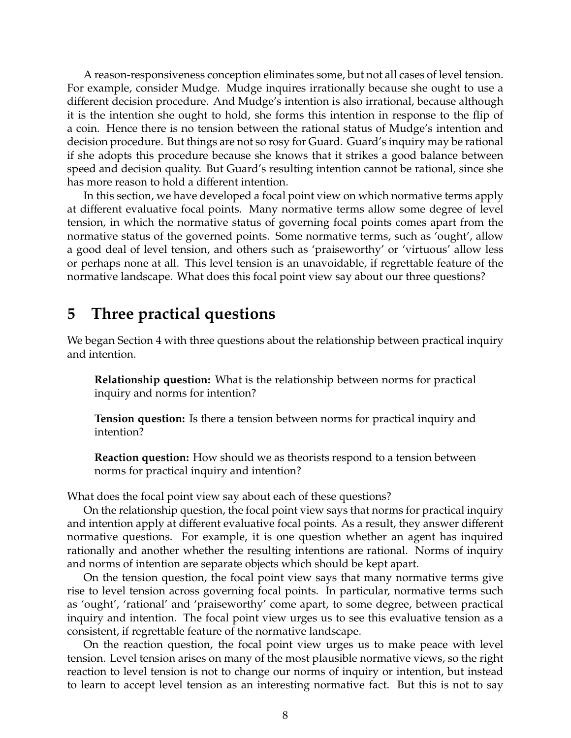A reason-responsiveness conception eliminates some, but not all cases of level tension. For example, consider Mudge. Mudge inquires irrationally because she ought to use a different decision procedure. And Mudge's intention is also irrational, because although it is the intention she ought to hold, she forms this intention in response to the flip of a coin. Hence there is no tension between the rational status of Mudge's intention and decision procedure. But things are not so rosy for Guard. Guard's inquiry may be rational if she adopts this procedure because she knows that it strikes a good balance between speed and decision quality. But Guard's resulting intention cannot be rational, since she has more reason to hold a different intention.

In this section, we have developed a focal point view on which normative terms apply at different evaluative focal points. Many normative terms allow some degree of level tension, in which the normative status of governing focal points comes apart from the normative status of the governed points. Some normative terms, such as 'ought', allow a good deal of level tension, and others such as 'praiseworthy' or 'virtuous' allow less or perhaps none at all. This level tension is an unavoidable, if regrettable feature of the normative landscape. What does this focal point view say about our three questions?

## 5 Three practical questions

We began Section 4 with three questions about the relationship between practical inquiry and intention.

> **Relationship question:** What is the relationship between norms for practical inquiry and norms for intention?
>
> **Tension question:** Is there a tension between norms for practical inquiry and intention?
>
> **Reaction question:** How should we as theorists respond to a tension between norms for practical inquiry and intention?

What does the focal point view say about each of these questions?

On the relationship question, the focal point view says that norms for practical inquiry and intention apply at different evaluative focal points. As a result, they answer different normative questions. For example, it is one question whether an agent has inquired rationally and another whether the resulting intentions are rational. Norms of inquiry and norms of intention are separate objects which should be kept apart.

On the tension question, the focal point view says that many normative terms give rise to level tension across governing focal points. In particular, normative terms such as 'ought', 'rational' and 'praiseworthy' come apart, to some degree, between practical inquiry and intention. The focal point view urges us to see this evaluative tension as a consistent, if regrettable feature of the normative landscape.

On the reaction question, the focal point view urges us to make peace with level tension. Level tension arises on many of the most plausible normative views, so the right reaction to level tension is not to change our norms of inquiry or intention, but instead to learn to accept level tension as an interesting normative fact. But this is not to say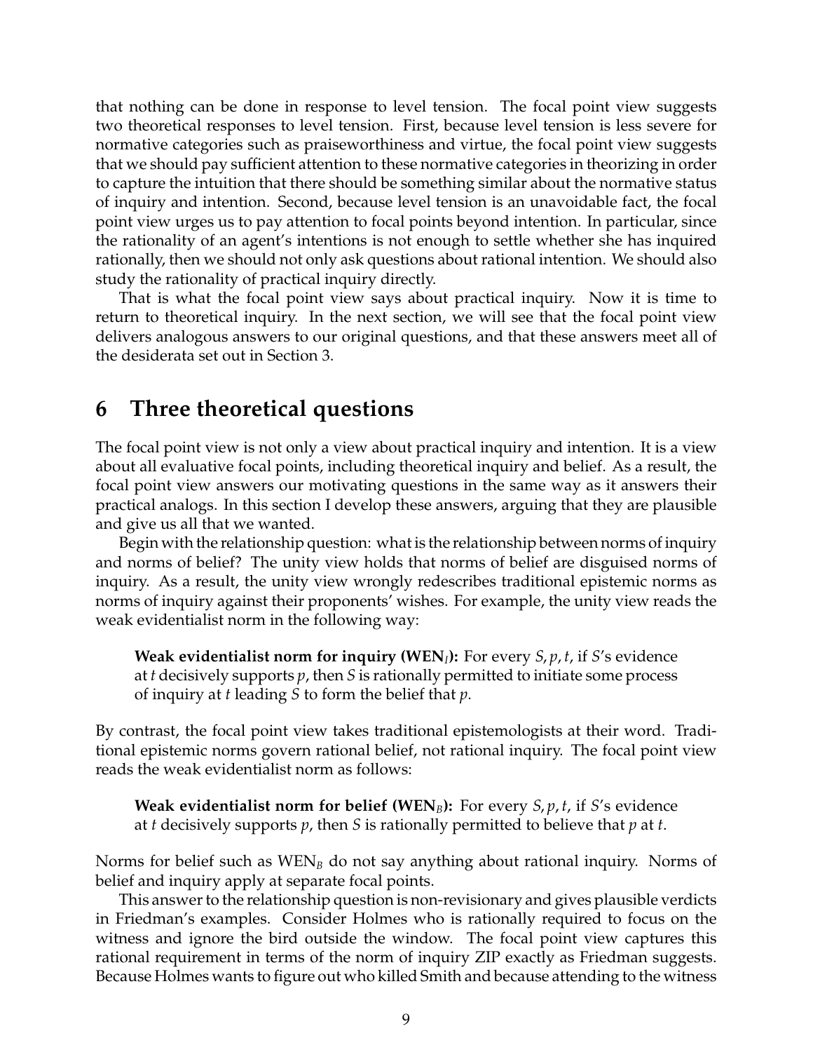that nothing can be done in response to level tension. The focal point view suggests two theoretical responses to level tension. First, because level tension is less severe for normative categories such as praiseworthiness and virtue, the focal point view suggests that we should pay sufficient attention to these normative categories in theorizing in order to capture the intuition that there should be something similar about the normative status of inquiry and intention. Second, because level tension is an unavoidable fact, the focal point view urges us to pay attention to focal points beyond intention. In particular, since the rationality of an agent's intentions is not enough to settle whether she has inquired rationally, then we should not only ask questions about rational intention. We should also study the rationality of practical inquiry directly.

That is what the focal point view says about practical inquiry. Now it is time to return to theoretical inquiry. In the next section, we will see that the focal point view delivers analogous answers to our original questions, and that these answers meet all of the desiderata set out in Section 3.

# 6 Three theoretical questions

The focal point view is not only a view about practical inquiry and intention. It is a view about all evaluative focal points, including theoretical inquiry and belief. As a result, the focal point view answers our motivating questions in the same way as it answers their practical analogs. In this section I develop these answers, arguing that they are plausible and give us all that we wanted.

Begin with the relationship question: what is the relationship between norms of inquiry and norms of belief? The unity view holds that norms of belief are disguised norms of inquiry. As a result, the unity view wrongly redescribes traditional epistemic norms as norms of inquiry against their proponents' wishes. For example, the unity view reads the weak evidentialist norm in the following way:

> **Weak evidentialist norm for inquiry (WEN$_I$):** For every $S, p, t$, if $S$'s evidence at $t$ decisively supports $p$, then $S$ is rationally permitted to initiate some process of inquiry at $t$ leading $S$ to form the belief that $p$.

By contrast, the focal point view takes traditional epistemologists at their word. Traditional epistemic norms govern rational belief, not rational inquiry. The focal point view reads the weak evidentialist norm as follows:

> **Weak evidentialist norm for belief (WEN$_B$):** For every $S, p, t$, if $S$'s evidence at $t$ decisively supports $p$, then $S$ is rationally permitted to believe that $p$ at $t$.

Norms for belief such as WEN$_B$ do not say anything about rational inquiry. Norms of belief and inquiry apply at separate focal points.

This answer to the relationship question is non-revisionary and gives plausible verdicts in Friedman's examples. Consider Holmes who is rationally required to focus on the witness and ignore the bird outside the window. The focal point view captures this rational requirement in terms of the norm of inquiry ZIP exactly as Friedman suggests. Because Holmes wants to figure out who killed Smith and because attending to the witness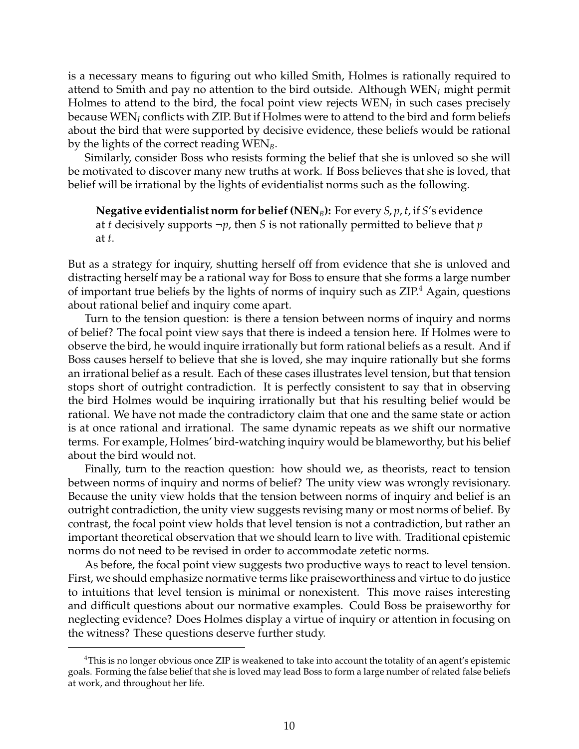is a necessary means to figuring out who killed Smith, Holmes is rationally required to attend to Smith and pay no attention to the bird outside. Although $\text{WEN}_I$ might permit Holmes to attend to the bird, the focal point view rejects $\text{WEN}_I$ in such cases precisely because $\text{WEN}_I$ conflicts with ZIP. But if Holmes were to attend to the bird and form beliefs about the bird that were supported by decisive evidence, these beliefs would be rational by the lights of the correct reading $\text{WEN}_B$.

Similarly, consider Boss who resists forming the belief that she is unloved so she will be motivated to discover many new truths at work. If Boss believes that she is loved, that belief will be irrational by the lights of evidentialist norms such as the following.

> **Negative evidentialist norm for belief ($\text{NEN}_B$):** For every $S, p, t$, if $S$'s evidence at $t$ decisively supports $\neg p$, then $S$ is not rationally permitted to believe that $p$ at $t$.

But as a strategy for inquiry, shutting herself off from evidence that she is unloved and distracting herself may be a rational way for Boss to ensure that she forms a large number of important true beliefs by the lights of norms of inquiry such as ZIP.[4] Again, questions about rational belief and inquiry come apart.

Turn to the tension question: is there a tension between norms of inquiry and norms of belief? The focal point view says that there is indeed a tension here. If Holmes were to observe the bird, he would inquire irrationally but form rational beliefs as a result. And if Boss causes herself to believe that she is loved, she may inquire rationally but she forms an irrational belief as a result. Each of these cases illustrates level tension, but that tension stops short of outright contradiction. It is perfectly consistent to say that in observing the bird Holmes would be inquiring irrationally but that his resulting belief would be rational. We have not made the contradictory claim that one and the same state or action is at once rational and irrational. The same dynamic repeats as we shift our normative terms. For example, Holmes' bird-watching inquiry would be blameworthy, but his belief about the bird would not.

Finally, turn to the reaction question: how should we, as theorists, react to tension between norms of inquiry and norms of belief? The unity view was wrongly revisionary. Because the unity view holds that the tension between norms of inquiry and belief is an outright contradiction, the unity view suggests revising many or most norms of belief. By contrast, the focal point view holds that level tension is not a contradiction, but rather an important theoretical observation that we should learn to live with. Traditional epistemic norms do not need to be revised in order to accommodate zetetic norms.

As before, the focal point view suggests two productive ways to react to level tension. First, we should emphasize normative terms like praiseworthiness and virtue to do justice to intuitions that level tension is minimal or nonexistent. This move raises interesting and difficult questions about our normative examples. Could Boss be praiseworthy for neglecting evidence? Does Holmes display a virtue of inquiry or attention in focusing on the witness? These questions deserve further study.

---

[4] This is no longer obvious once ZIP is weakened to take into account the totality of an agent's epistemic goals. Forming the false belief that she is loved may lead Boss to form a large number of related false beliefs at work, and throughout her life.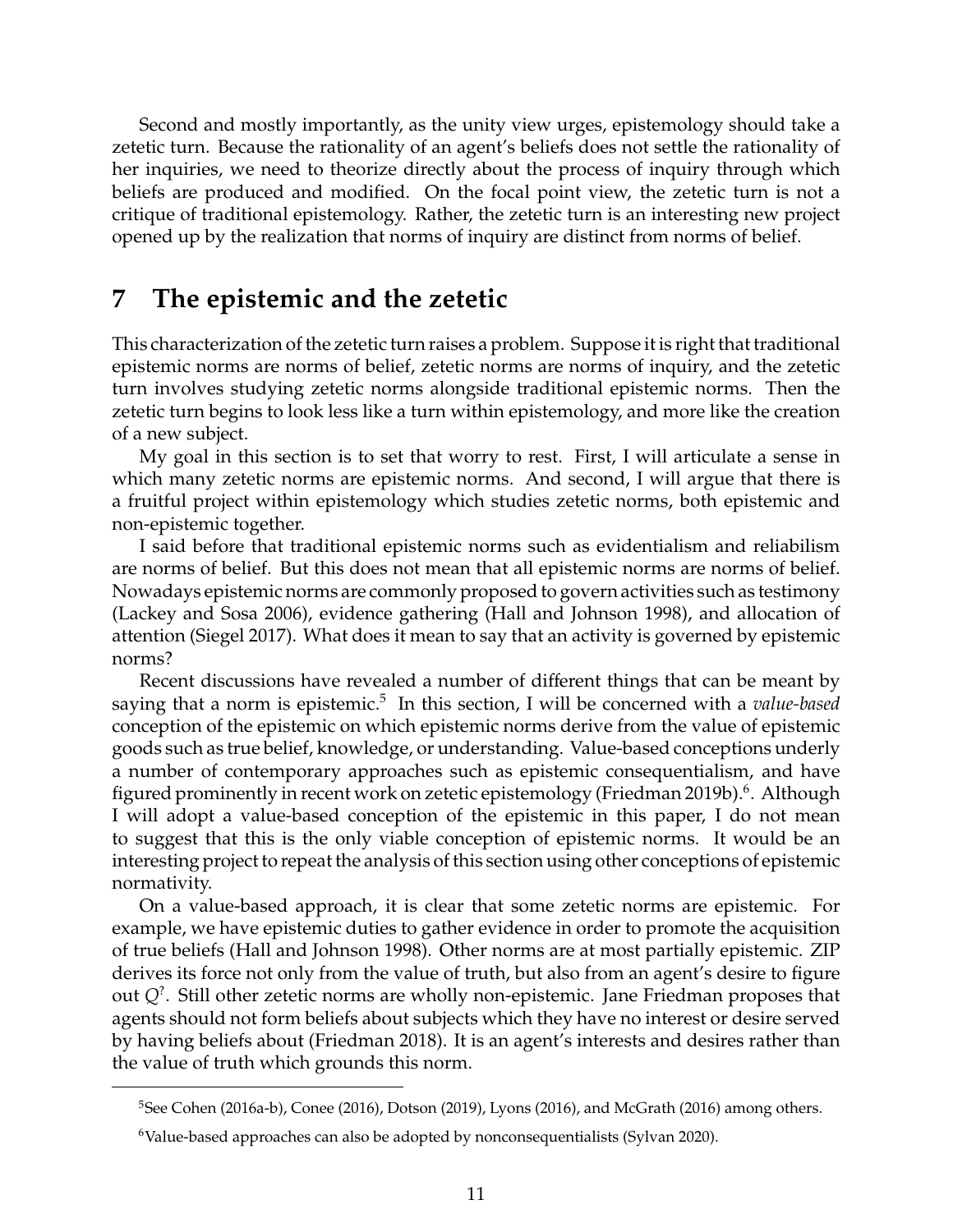Second and mostly importantly, as the unity view urges, epistemology should take a zetetic turn. Because the rationality of an agent's beliefs does not settle the rationality of her inquiries, we need to theorize directly about the process of inquiry through which beliefs are produced and modified. On the focal point view, the zetetic turn is not a critique of traditional epistemology. Rather, the zetetic turn is an interesting new project opened up by the realization that norms of inquiry are distinct from norms of belief.

## 7 The epistemic and the zetetic

This characterization of the zetetic turn raises a problem. Suppose it is right that traditional epistemic norms are norms of belief, zetetic norms are norms of inquiry, and the zetetic turn involves studying zetetic norms alongside traditional epistemic norms. Then the zetetic turn begins to look less like a turn within epistemology, and more like the creation of a new subject.

My goal in this section is to set that worry to rest. First, I will articulate a sense in which many zetetic norms are epistemic norms. And second, I will argue that there is a fruitful project within epistemology which studies zetetic norms, both epistemic and non-epistemic together.

I said before that traditional epistemic norms such as evidentialism and reliabilism are norms of belief. But this does not mean that all epistemic norms are norms of belief. Nowadays epistemic norms are commonly proposed to govern activities such as testimony (Lackey and Sosa 2006), evidence gathering (Hall and Johnson 1998), and allocation of attention (Siegel 2017). What does it mean to say that an activity is governed by epistemic norms?

Recent discussions have revealed a number of different things that can be meant by saying that a norm is epistemic.[5] In this section, I will be concerned with a *value-based* conception of the epistemic on which epistemic norms derive from the value of epistemic goods such as true belief, knowledge, or understanding. Value-based conceptions underly a number of contemporary approaches such as epistemic consequentialism, and have figured prominently in recent work on zetetic epistemology (Friedman 2019b).[6]. Although I will adopt a value-based conception of the epistemic in this paper, I do not mean to suggest that this is the only viable conception of epistemic norms. It would be an interesting project to repeat the analysis of this section using other conceptions of epistemic normativity.

On a value-based approach, it is clear that some zetetic norms are epistemic. For example, we have epistemic duties to gather evidence in order to promote the acquisition of true beliefs (Hall and Johnson 1998). Other norms are at most partially epistemic. ZIP derives its force not only from the value of truth, but also from an agent's desire to figure out $Q^?$. Still other zetetic norms are wholly non-epistemic. Jane Friedman proposes that agents should not form beliefs about subjects which they have no interest or desire served by having beliefs about (Friedman 2018). It is an agent's interests and desires rather than the value of truth which grounds this norm.

[5] See Cohen (2016a-b), Conee (2016), Dotson (2019), Lyons (2016), and McGrath (2016) among others.

[6] Value-based approaches can also be adopted by nonconsequentialists (Sylvan 2020).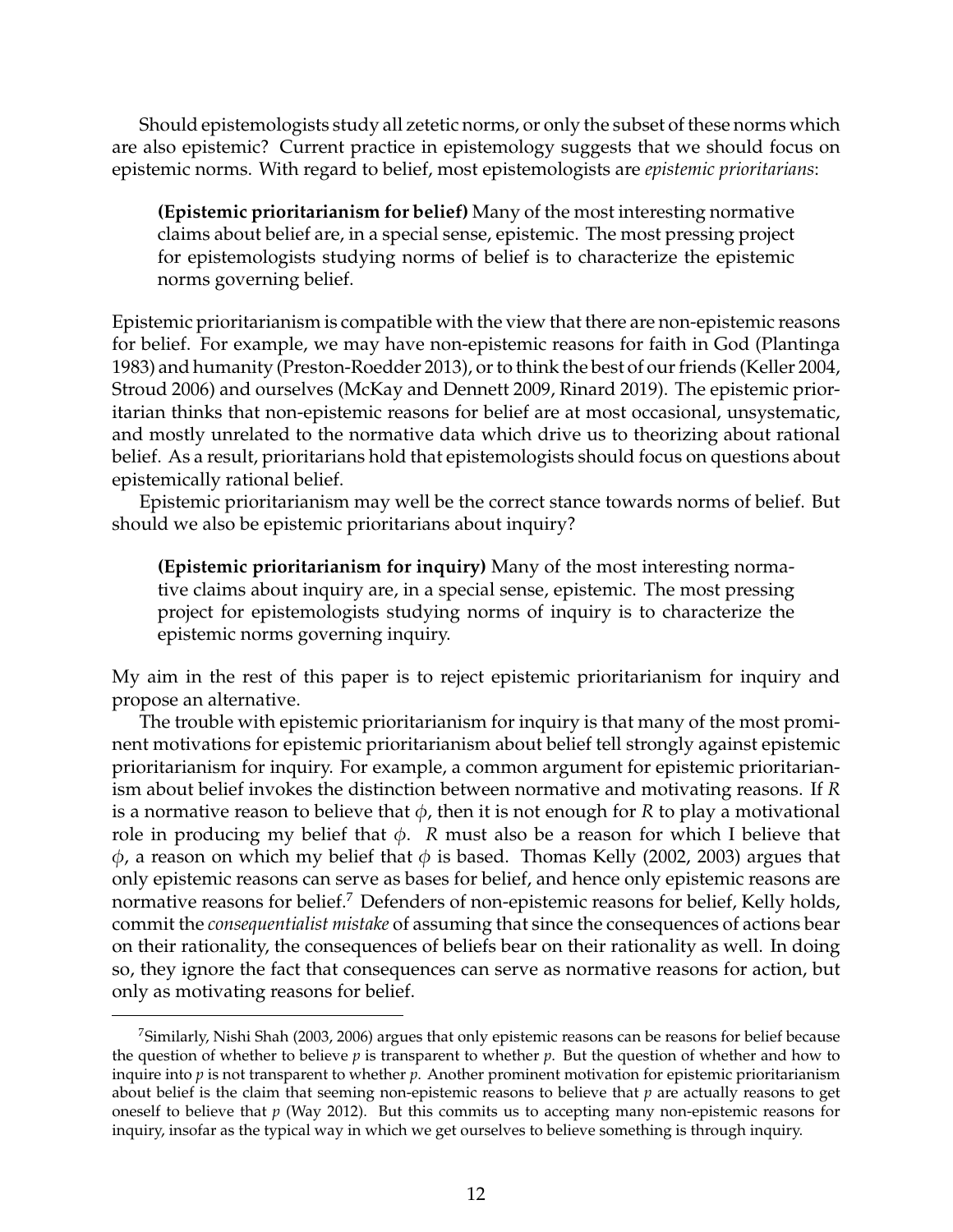Should epistemologists study all zetetic norms, or only the subset of these norms which are also epistemic? Current practice in epistemology suggests that we should focus on epistemic norms. With regard to belief, most epistemologists are *epistemic prioritarians*:

> **(Epistemic prioritarianism for belief)** Many of the most interesting normative claims about belief are, in a special sense, epistemic. The most pressing project for epistemologists studying norms of belief is to characterize the epistemic norms governing belief.

Epistemic prioritarianism is compatible with the view that there are non-epistemic reasons for belief. For example, we may have non-epistemic reasons for faith in God (Plantinga 1983) and humanity (Preston-Roedder 2013), or to think the best of our friends (Keller 2004, Stroud 2006) and ourselves (McKay and Dennett 2009, Rinard 2019). The epistemic prioritarian thinks that non-epistemic reasons for belief are at most occasional, unsystematic, and mostly unrelated to the normative data which drive us to theorizing about rational belief. As a result, prioritarians hold that epistemologists should focus on questions about epistemically rational belief.

Epistemic prioritarianism may well be the correct stance towards norms of belief. But should we also be epistemic prioritarians about inquiry?

> **(Epistemic prioritarianism for inquiry)** Many of the most interesting normative claims about inquiry are, in a special sense, epistemic. The most pressing project for epistemologists studying norms of inquiry is to characterize the epistemic norms governing inquiry.

My aim in the rest of this paper is to reject epistemic prioritarianism for inquiry and propose an alternative.

The trouble with epistemic prioritarianism for inquiry is that many of the most prominent motivations for epistemic prioritarianism about belief tell strongly against epistemic prioritarianism for inquiry. For example, a common argument for epistemic prioritarianism about belief invokes the distinction between normative and motivating reasons. If $R$ is a normative reason to believe that $\phi$, then it is not enough for $R$ to play a motivational role in producing my belief that $\phi$. $R$ must also be a reason for which I believe that $\phi$, a reason on which my belief that $\phi$ is based. Thomas Kelly (2002, 2003) argues that only epistemic reasons can serve as bases for belief, and hence only epistemic reasons are normative reasons for belief.[7] Defenders of non-epistemic reasons for belief, Kelly holds, commit the *consequentialist mistake* of assuming that since the consequences of actions bear on their rationality, the consequences of beliefs bear on their rationality as well. In doing so, they ignore the fact that consequences can serve as normative reasons for action, but only as motivating reasons for belief.

[7] Similarly, Nishi Shah (2003, 2006) argues that only epistemic reasons can be reasons for belief because the question of whether to believe $p$ is transparent to whether $p$. But the question of whether and how to inquire into $p$ is not transparent to whether $p$. Another prominent motivation for epistemic prioritarianism about belief is the claim that seeming non-epistemic reasons to believe that $p$ are actually reasons to get oneself to believe that $p$ (Way 2012). But this commits us to accepting many non-epistemic reasons for inquiry, insofar as the typical way in which we get ourselves to believe something is through inquiry.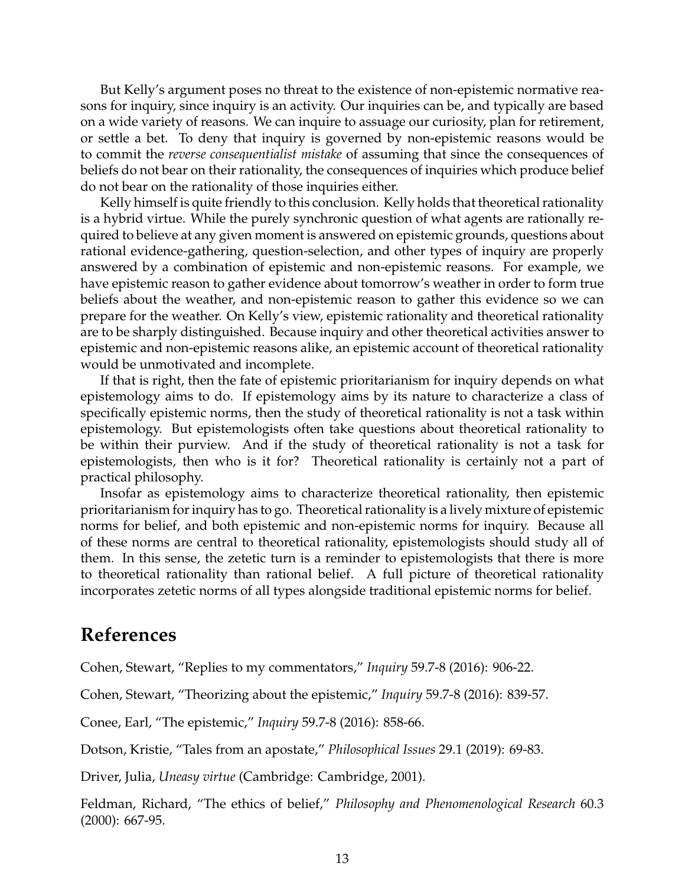But Kelly's argument poses no threat to the existence of non-epistemic normative reasons for inquiry, since inquiry is an activity. Our inquiries can be, and typically are based on a wide variety of reasons. We can inquire to assuage our curiosity, plan for retirement, or settle a bet. To deny that inquiry is governed by non-epistemic reasons would be to commit the *reverse consequentialist mistake* of assuming that since the consequences of beliefs do not bear on their rationality, the consequences of inquiries which produce belief do not bear on the rationality of those inquiries either.

Kelly himself is quite friendly to this conclusion. Kelly holds that theoretical rationality is a hybrid virtue. While the purely synchronic question of what agents are rationally required to believe at any given moment is answered on epistemic grounds, questions about rational evidence-gathering, question-selection, and other types of inquiry are properly answered by a combination of epistemic and non-epistemic reasons. For example, we have epistemic reason to gather evidence about tomorrow's weather in order to form true beliefs about the weather, and non-epistemic reason to gather this evidence so we can prepare for the weather. On Kelly's view, epistemic rationality and theoretical rationality are to be sharply distinguished. Because inquiry and other theoretical activities answer to epistemic and non-epistemic reasons alike, an epistemic account of theoretical rationality would be unmotivated and incomplete.

If that is right, then the fate of epistemic prioritarianism for inquiry depends on what epistemology aims to do. If epistemology aims by its nature to characterize a class of specifically epistemic norms, then the study of theoretical rationality is not a task within epistemology. But epistemologists often take questions about theoretical rationality to be within their purview. And if the study of theoretical rationality is not a task for epistemologists, then who is it for? Theoretical rationality is certainly not a part of practical philosophy.

Insofar as epistemology aims to characterize theoretical rationality, then epistemic prioritarianism for inquiry has to go. Theoretical rationality is a lively mixture of epistemic norms for belief, and both epistemic and non-epistemic norms for inquiry. Because all of these norms are central to theoretical rationality, epistemologists should study all of them. In this sense, the zetetic turn is a reminder to epistemologists that there is more to theoretical rationality than rational belief. A full picture of theoretical rationality incorporates zetetic norms of all types alongside traditional epistemic norms for belief.

## References

Cohen, Stewart, "Replies to my commentators," *Inquiry* 59.7-8 (2016): 906-22.

Cohen, Stewart, "Theorizing about the epistemic," *Inquiry* 59.7-8 (2016): 839-57.

Conee, Earl, "The epistemic," *Inquiry* 59.7-8 (2016): 858-66.

Dotson, Kristie, "Tales from an apostate," *Philosophical Issues* 29.1 (2019): 69-83.

Driver, Julia, *Uneasy virtue* (Cambridge: Cambridge, 2001).

Feldman, Richard, "The ethics of belief," *Philosophy and Phenomenological Research* 60.3 (2000): 667-95.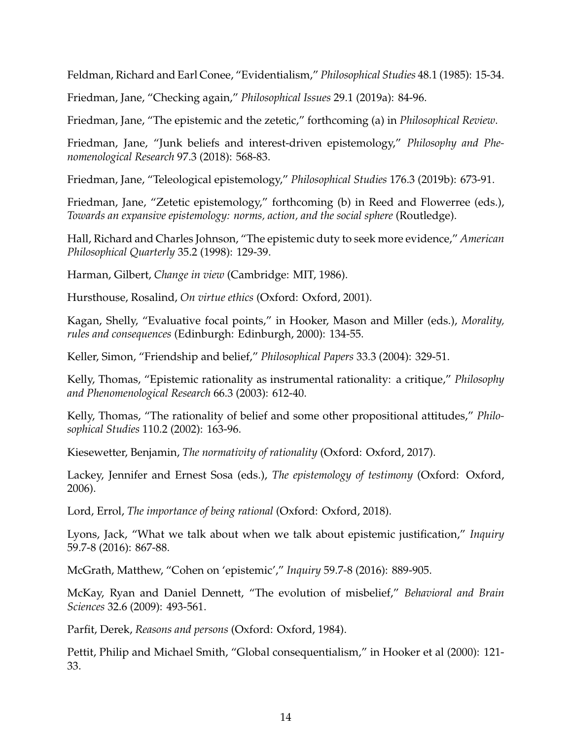Feldman, Richard and Earl Conee, "Evidentialism," *Philosophical Studies* 48.1 (1985): 15-34.

Friedman, Jane, "Checking again," *Philosophical Issues* 29.1 (2019a): 84-96.

Friedman, Jane, "The epistemic and the zetetic," forthcoming (a) in *Philosophical Review*.

Friedman, Jane, "Junk beliefs and interest-driven epistemology," *Philosophy and Phenomenological Research* 97.3 (2018): 568-83.

Friedman, Jane, "Teleological epistemology," *Philosophical Studies* 176.3 (2019b): 673-91.

Friedman, Jane, "Zetetic epistemology," forthcoming (b) in Reed and Flowerree (eds.), *Towards an expansive epistemology: norms, action, and the social sphere* (Routledge).

Hall, Richard and Charles Johnson, "The epistemic duty to seek more evidence," *American Philosophical Quarterly* 35.2 (1998): 129-39.

Harman, Gilbert, *Change in view* (Cambridge: MIT, 1986).

Hursthouse, Rosalind, *On virtue ethics* (Oxford: Oxford, 2001).

Kagan, Shelly, "Evaluative focal points," in Hooker, Mason and Miller (eds.), *Morality, rules and consequences* (Edinburgh: Edinburgh, 2000): 134-55.

Keller, Simon, "Friendship and belief," *Philosophical Papers* 33.3 (2004): 329-51.

Kelly, Thomas, "Epistemic rationality as instrumental rationality: a critique," *Philosophy and Phenomenological Research* 66.3 (2003): 612-40.

Kelly, Thomas, "The rationality of belief and some other propositional attitudes," *Philosophical Studies* 110.2 (2002): 163-96.

Kiesewetter, Benjamin, *The normativity of rationality* (Oxford: Oxford, 2017).

Lackey, Jennifer and Ernest Sosa (eds.), *The epistemology of testimony* (Oxford: Oxford, 2006).

Lord, Errol, *The importance of being rational* (Oxford: Oxford, 2018).

Lyons, Jack, "What we talk about when we talk about epistemic justification," *Inquiry* 59.7-8 (2016): 867-88.

McGrath, Matthew, "Cohen on 'epistemic'," *Inquiry* 59.7-8 (2016): 889-905.

McKay, Ryan and Daniel Dennett, "The evolution of misbelief," *Behavioral and Brain Sciences* 32.6 (2009): 493-561.

Parfit, Derek, *Reasons and persons* (Oxford: Oxford, 1984).

Pettit, Philip and Michael Smith, "Global consequentialism," in Hooker et al (2000): 121-33.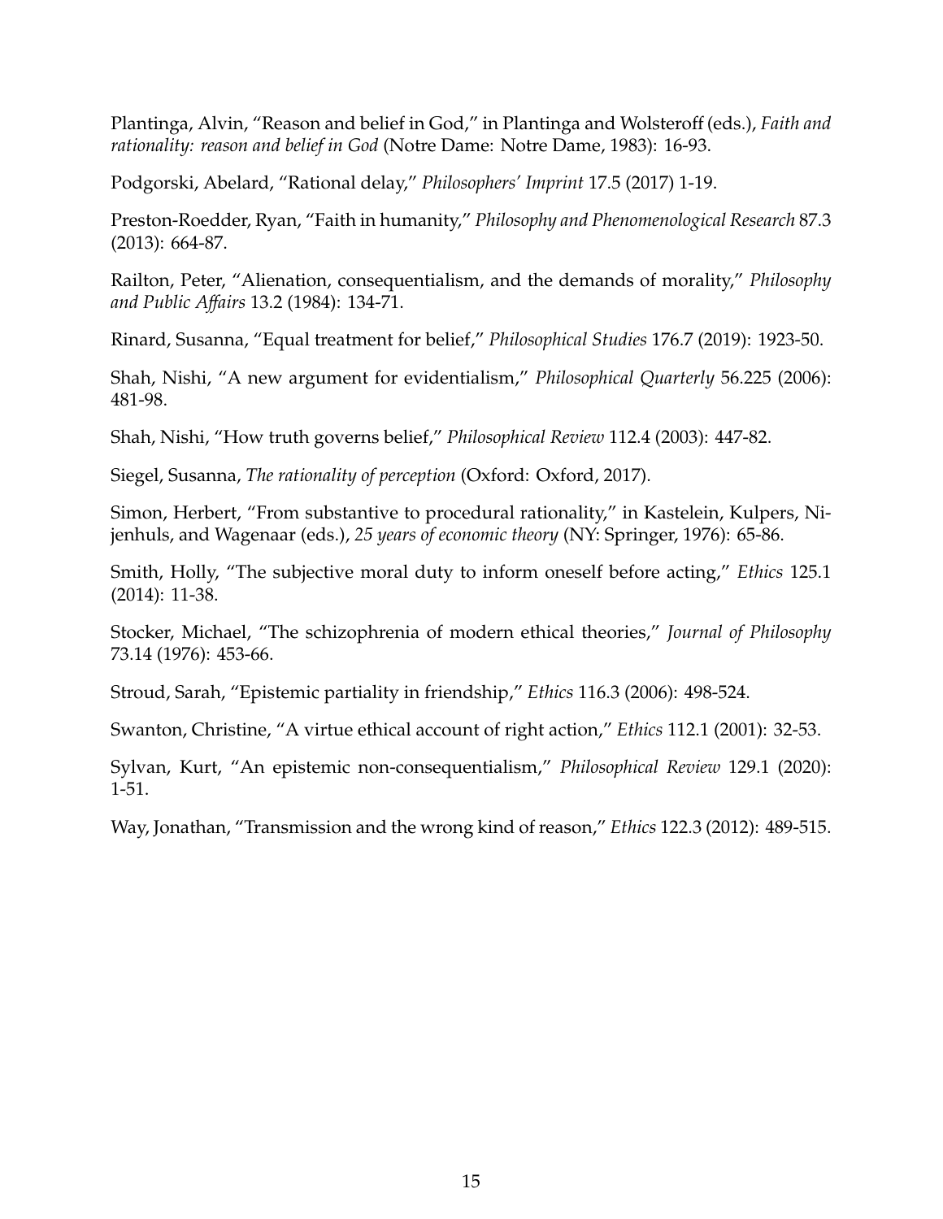Plantinga, Alvin, "Reason and belief in God," in Plantinga and Wolsteroff (eds.), *Faith and rationality: reason and belief in God* (Notre Dame: Notre Dame, 1983): 16-93.

Podgorski, Abelard, "Rational delay," *Philosophers' Imprint* 17.5 (2017) 1-19.

Preston-Roedder, Ryan, "Faith in humanity," *Philosophy and Phenomenological Research* 87.3 (2013): 664-87.

Railton, Peter, "Alienation, consequentialism, and the demands of morality," *Philosophy and Public Affairs* 13.2 (1984): 134-71.

Rinard, Susanna, "Equal treatment for belief," *Philosophical Studies* 176.7 (2019): 1923-50.

Shah, Nishi, "A new argument for evidentialism," *Philosophical Quarterly* 56.225 (2006): 481-98.

Shah, Nishi, "How truth governs belief," *Philosophical Review* 112.4 (2003): 447-82.

Siegel, Susanna, *The rationality of perception* (Oxford: Oxford, 2017).

Simon, Herbert, "From substantive to procedural rationality," in Kastelein, Kulpers, Nijenhuls, and Wagenaar (eds.), *25 years of economic theory* (NY: Springer, 1976): 65-86.

Smith, Holly, "The subjective moral duty to inform oneself before acting," *Ethics* 125.1 (2014): 11-38.

Stocker, Michael, "The schizophrenia of modern ethical theories," *Journal of Philosophy* 73.14 (1976): 453-66.

Stroud, Sarah, "Epistemic partiality in friendship," *Ethics* 116.3 (2006): 498-524.

Swanton, Christine, "A virtue ethical account of right action," *Ethics* 112.1 (2001): 32-53.

Sylvan, Kurt, "An epistemic non-consequentialism," *Philosophical Review* 129.1 (2020): 1-51.

Way, Jonathan, "Transmission and the wrong kind of reason," *Ethics* 122.3 (2012): 489-515.